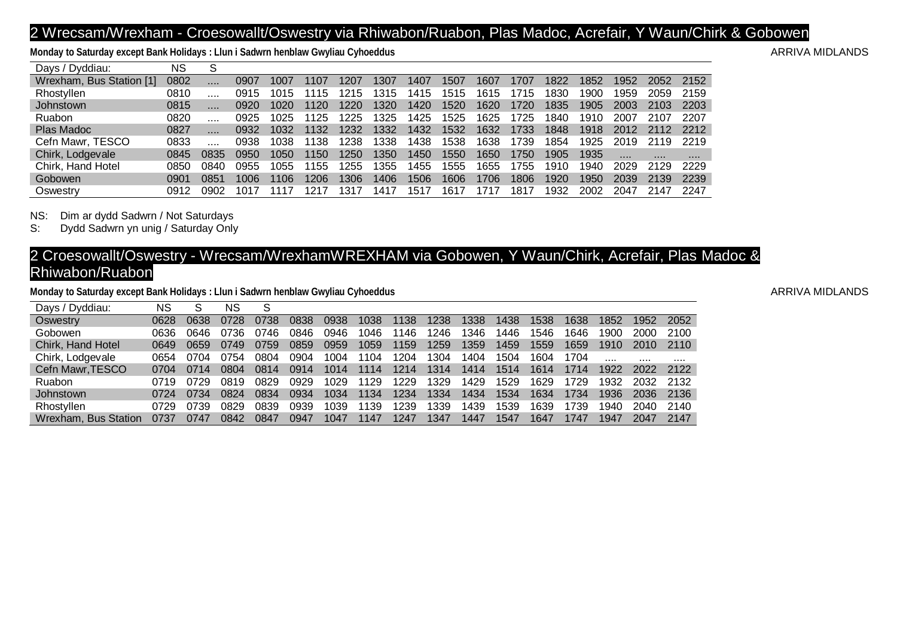## 2 Wrecsam/Wrexham - Croesowallt/Oswestry via Rhiwabon/Ruabon, Plas Madoc, Acrefair, Y Waun/Chirk & Gobowen

**Monday to Saturday except Bank Holidays : Llun i Sadwrn henblaw Gwyliau Cyhoeddus**

ARRIVA MIDLANDS

| Days / Dyddiau: | NS | S | | | | | | | | | | | | | | |
|---|---|---|---|---|---|---|---|---|---|---|---|---|---|---|---|---|
| Wrexham, Bus Station [1] | 0802 | .... | 0907 | 1007 | 1107 | 1207 | 1307 | 1407 | 1507 | 1607 | 1707 | 1822 | 1852 | 1952 | 2052 | 2152 |
| Rhostyllen | 0810 | .... | 0915 | 1015 | 1115 | 1215 | 1315 | 1415 | 1515 | 1615 | 1715 | 1830 | 1900 | 1959 | 2059 | 2159 |
| Johnstown | 0815 | .... | 0920 | 1020 | 1120 | 1220 | 1320 | 1420 | 1520 | 1620 | 1720 | 1835 | 1905 | 2003 | 2103 | 2203 |
| Ruabon | 0820 | .... | 0925 | 1025 | 1125 | 1225 | 1325 | 1425 | 1525 | 1625 | 1725 | 1840 | 1910 | 2007 | 2107 | 2207 |
| Plas Madoc | 0827 | .... | 0932 | 1032 | 1132 | 1232 | 1332 | 1432 | 1532 | 1632 | 1733 | 1848 | 1918 | 2012 | 2112 | 2212 |
| Cefn Mawr, TESCO | 0833 | .... | 0938 | 1038 | 1138 | 1238 | 1338 | 1438 | 1538 | 1638 | 1739 | 1854 | 1925 | 2019 | 2119 | 2219 |
| Chirk, Lodgevale | 0845 | 0835 | 0950 | 1050 | 1150 | 1250 | 1350 | 1450 | 1550 | 1650 | 1750 | 1905 | 1935 | .... | .... | .... |
| Chirk, Hand Hotel | 0850 | 0840 | 0955 | 1055 | 1155 | 1255 | 1355 | 1455 | 1555 | 1655 | 1755 | 1910 | 1940 | 2029 | 2129 | 2229 |
| Gobowen | 0901 | 0851 | 1006 | 1106 | 1206 | 1306 | 1406 | 1506 | 1606 | 1706 | 1806 | 1920 | 1950 | 2039 | 2139 | 2239 |
| Oswestry | 0912 | 0902 | 1017 | 1117 | 1217 | 1317 | 1417 | 1517 | 1617 | 1717 | 1817 | 1932 | 2002 | 2047 | 2147 | 2247 |

NS: Dim ar dydd Sadwrn / Not Saturdays
S: Dydd Sadwrn yn unig / Saturday Only

## 2 Croesowallt/Oswestry - Wrecsam/WrexhamWREXHAM via Gobowen, Y Waun/Chirk, Acrefair, Plas Madoc & Rhiwabon/Ruabon

**Monday to Saturday except Bank Holidays : Llun i Sadwrn henblaw Gwyliau Cyhoeddus**

ARRIVA MIDLANDS

| Days / Dyddiau: | NS | S | NS | S | | | | | | | | | | | | |
|---|---|---|---|---|---|---|---|---|---|---|---|---|---|---|---|---|
| Oswestry | 0628 | 0638 | 0728 | 0738 | 0838 | 0938 | 1038 | 1138 | 1238 | 1338 | 1438 | 1538 | 1638 | 1852 | 1952 | 2052 |
| Gobowen | 0636 | 0646 | 0736 | 0746 | 0846 | 0946 | 1046 | 1146 | 1246 | 1346 | 1446 | 1546 | 1646 | 1900 | 2000 | 2100 |
| Chirk, Hand Hotel | 0649 | 0659 | 0749 | 0759 | 0859 | 0959 | 1059 | 1159 | 1259 | 1359 | 1459 | 1559 | 1659 | 1910 | 2010 | 2110 |
| Chirk, Lodgevale | 0654 | 0704 | 0754 | 0804 | 0904 | 1004 | 1104 | 1204 | 1304 | 1404 | 1504 | 1604 | 1704 | .... | .... | .... |
| Cefn Mawr,TESCO | 0704 | 0714 | 0804 | 0814 | 0914 | 1014 | 1114 | 1214 | 1314 | 1414 | 1514 | 1614 | 1714 | 1922 | 2022 | 2122 |
| Ruabon | 0719 | 0729 | 0819 | 0829 | 0929 | 1029 | 1129 | 1229 | 1329 | 1429 | 1529 | 1629 | 1729 | 1932 | 2032 | 2132 |
| Johnstown | 0724 | 0734 | 0824 | 0834 | 0934 | 1034 | 1134 | 1234 | 1334 | 1434 | 1534 | 1634 | 1734 | 1936 | 2036 | 2136 |
| Rhostyllen | 0729 | 0739 | 0829 | 0839 | 0939 | 1039 | 1139 | 1239 | 1339 | 1439 | 1539 | 1639 | 1739 | 1940 | 2040 | 2140 |
| Wrexham, Bus Station | 0737 | 0747 | 0842 | 0847 | 0947 | 1047 | 1147 | 1247 | 1347 | 1447 | 1547 | 1647 | 1747 | 1947 | 2047 | 2147 |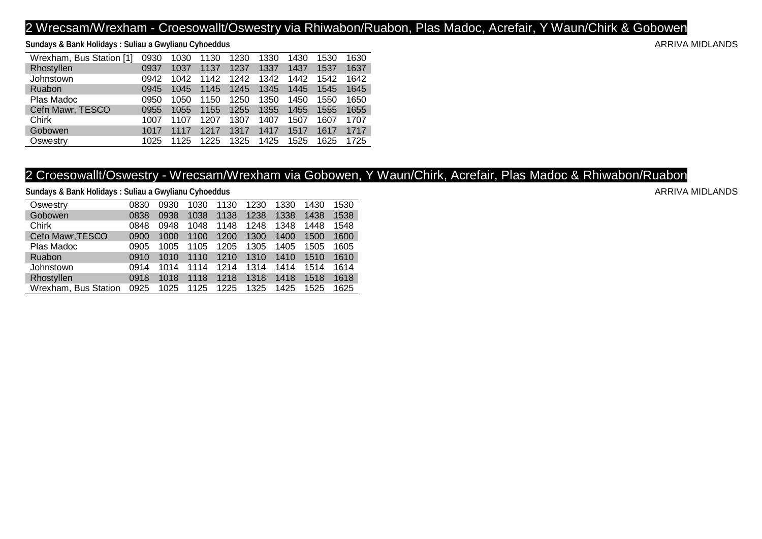## 2 Wrecsam/Wrexham - Croesowallt/Oswestry via Rhiwabon/Ruabon, Plas Madoc, Acrefair, Y Waun/Chirk & Gobowen

**Sundays & Bank Holidays : Suliau a Gwylianu Cyhoeddus**

ARRIVA MIDLANDS

| | | | | | | | | |
|---|---|---|---|---|---|---|---|---|
| Wrexham, Bus Station [1] | 0930 | 1030 | 1130 | 1230 | 1330 | 1430 | 1530 | 1630 |
| Rhostyllen | 0937 | 1037 | 1137 | 1237 | 1337 | 1437 | 1537 | 1637 |
| Johnstown | 0942 | 1042 | 1142 | 1242 | 1342 | 1442 | 1542 | 1642 |
| Ruabon | 0945 | 1045 | 1145 | 1245 | 1345 | 1445 | 1545 | 1645 |
| Plas Madoc | 0950 | 1050 | 1150 | 1250 | 1350 | 1450 | 1550 | 1650 |
| Cefn Mawr, TESCO | 0955 | 1055 | 1155 | 1255 | 1355 | 1455 | 1555 | 1655 |
| Chirk | 1007 | 1107 | 1207 | 1307 | 1407 | 1507 | 1607 | 1707 |
| Gobowen | 1017 | 1117 | 1217 | 1317 | 1417 | 1517 | 1617 | 1717 |
| Oswestry | 1025 | 1125 | 1225 | 1325 | 1425 | 1525 | 1625 | 1725 |

## 2 Croesowallt/Oswestry - Wrecsam/Wrexham via Gobowen, Y Waun/Chirk, Acrefair, Plas Madoc & Rhiwabon/Ruabon

**Sundays & Bank Holidays : Suliau a Gwylianu Cyhoeddus**

ARRIVA MIDLANDS

| | | | | | | | | |
|---|---|---|---|---|---|---|---|---|
| Oswestry | 0830 | 0930 | 1030 | 1130 | 1230 | 1330 | 1430 | 1530 |
| Gobowen | 0838 | 0938 | 1038 | 1138 | 1238 | 1338 | 1438 | 1538 |
| Chirk | 0848 | 0948 | 1048 | 1148 | 1248 | 1348 | 1448 | 1548 |
| Cefn Mawr,TESCO | 0900 | 1000 | 1100 | 1200 | 1300 | 1400 | 1500 | 1600 |
| Plas Madoc | 0905 | 1005 | 1105 | 1205 | 1305 | 1405 | 1505 | 1605 |
| Ruabon | 0910 | 1010 | 1110 | 1210 | 1310 | 1410 | 1510 | 1610 |
| Johnstown | 0914 | 1014 | 1114 | 1214 | 1314 | 1414 | 1514 | 1614 |
| Rhostyllen | 0918 | 1018 | 1118 | 1218 | 1318 | 1418 | 1518 | 1618 |
| Wrexham, Bus Station | 0925 | 1025 | 1125 | 1225 | 1325 | 1425 | 1525 | 1625 |